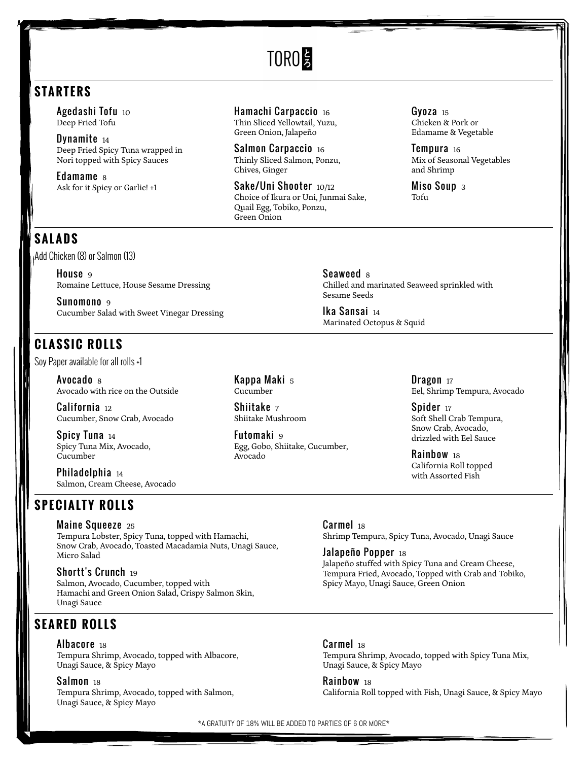# TORO とろ

## STARTERS

**Agedashi Tofu** 10
Deep Fried Tofu

**Dynamite** 14
Deep Fried Spicy Tuna wrapped in Nori topped with Spicy Sauces

**Edamame** 8
Ask for it Spicy or Garlic! +1

**Hamachi Carpaccio** 16
Thin Sliced Yellowtail, Yuzu, Green Onion, Jalapeño

**Salmon Carpaccio** 16
Thinly Sliced Salmon, Ponzu, Chives, Ginger

**Sake/Uni Shooter** 10/12
Choice of Ikura or Uni, Junmai Sake, Quail Egg, Tobiko, Ponzu, Green Onion

**Gyoza** 15
Chicken & Pork or Edamame & Vegetable

**Tempura** 16
Mix of Seasonal Vegetables and Shrimp

**Miso Soup** 3
Tofu

## SALADS

Add Chicken (8) or Salmon (13)

**House** 9
Romaine Lettuce, House Sesame Dressing

**Sunomono** 9
Cucumber Salad with Sweet Vinegar Dressing

**Seaweed** 8
Chilled and marinated Seaweed sprinkled with Sesame Seeds

**Ika Sansai** 14
Marinated Octopus & Squid

## CLASSIC ROLLS

Soy Paper available for all rolls +1

**Avocado** 8
Avocado with rice on the Outside

**California** 12
Cucumber, Snow Crab, Avocado

**Spicy Tuna** 14
Spicy Tuna Mix, Avocado, Cucumber

**Philadelphia** 14
Salmon, Cream Cheese, Avocado

**Kappa Maki** 5
Cucumber

**Shiitake** 7
Shiitake Mushroom

**Futomaki** 9
Egg, Gobo, Shiitake, Cucumber, Avocado

**Dragon** 17
Eel, Shrimp Tempura, Avocado

**Spider** 17
Soft Shell Crab Tempura, Snow Crab, Avocado, drizzled with Eel Sauce

**Rainbow** 18
California Roll topped with Assorted Fish

## SPECIALTY ROLLS

**Maine Squeeze** 25
Tempura Lobster, Spicy Tuna, topped with Hamachi, Snow Crab, Avocado, Toasted Macadamia Nuts, Unagi Sauce, Micro Salad

**Shortt's Crunch** 19
Salmon, Avocado, Cucumber, topped with Hamachi and Green Onion Salad, Crispy Salmon Skin, Unagi Sauce

**Carmel** 18
Shrimp Tempura, Spicy Tuna, Avocado, Unagi Sauce

**Jalapeño Popper** 18
Jalapeño stuffed with Spicy Tuna and Cream Cheese, Tempura Fried, Avocado, Topped with Crab and Tobiko, Spicy Mayo, Unagi Sauce, Green Onion

## SEARED ROLLS

**Albacore** 18
Tempura Shrimp, Avocado, topped with Albacore, Unagi Sauce, & Spicy Mayo

**Salmon** 18
Tempura Shrimp, Avocado, topped with Salmon, Unagi Sauce, & Spicy Mayo

**Carmel** 18
Tempura Shrimp, Avocado, topped with Spicy Tuna Mix, Unagi Sauce, & Spicy Mayo

**Rainbow** 18
California Roll topped with Fish, Unagi Sauce, & Spicy Mayo

*A GRATUITY OF 18% WILL BE ADDED TO PARTIES OF 6 OR MORE*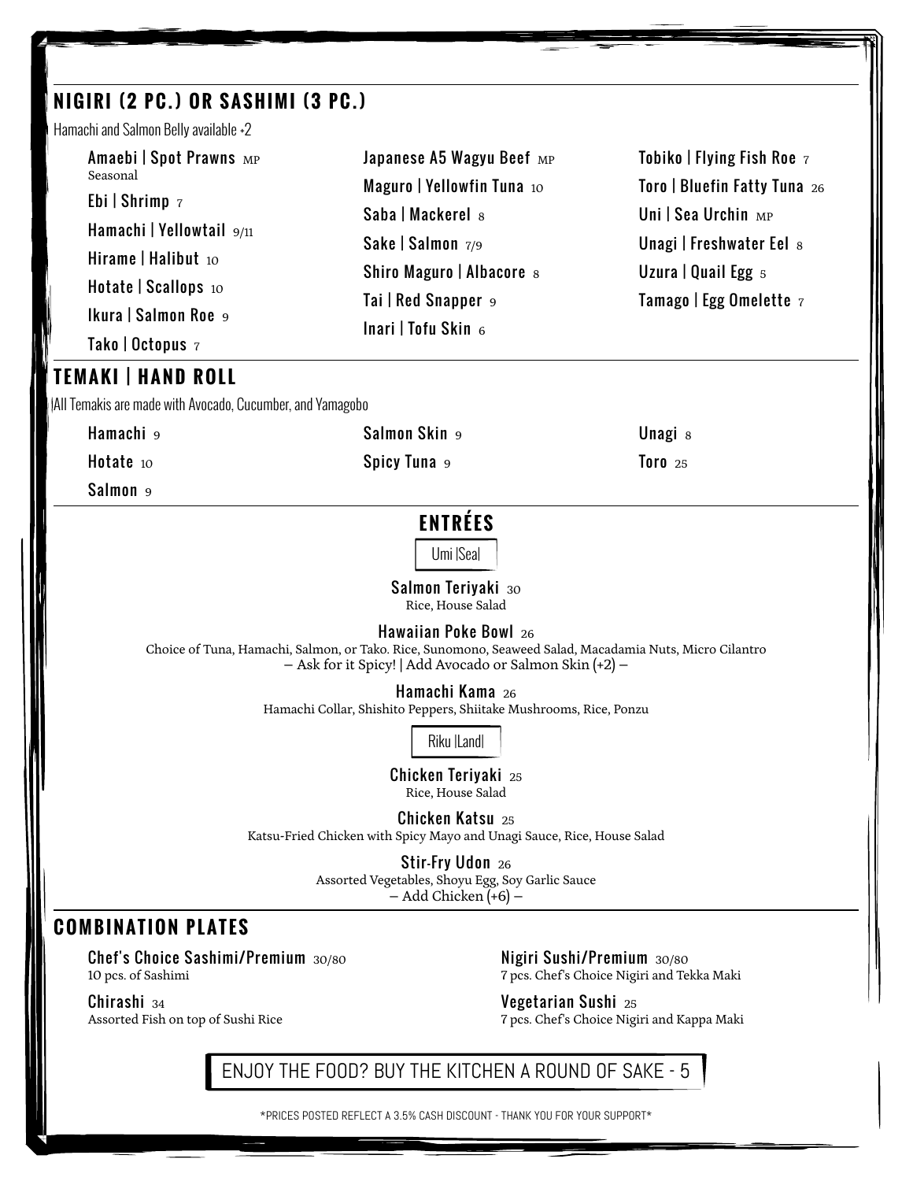## NIGIRI (2 PC.) OR SASHIMI (3 PC.)

Hamachi and Salmon Belly available +2

- Amaebi | Spot Prawns MP
  Seasonal
- Ebi | Shrimp 7
- Hamachi | Yellowtail 9/11
- Hirame | Halibut 10
- Hotate | Scallops 10
- Ikura | Salmon Roe 9
- Tako | Octopus 7
- Japanese A5 Wagyu Beef MP
- Maguro | Yellowfin Tuna 10
- Saba | Mackerel 8
- Sake | Salmon 7/9
- Shiro Maguro | Albacore 8
- Tai | Red Snapper 9
- Inari | Tofu Skin 6
- Tobiko | Flying Fish Roe 7
- Toro | Bluefin Fatty Tuna 26
- Uni | Sea Urchin MP
- Unagi | Freshwater Eel 8
- Uzura | Quail Egg 5
- Tamago | Egg Omelette 7

## TEMAKI | HAND ROLL

|All Temakis are made with Avocado, Cucumber, and Yamagobo

- Hamachi 9
- Hotate 10
- Salmon 9
- Salmon Skin 9
- Spicy Tuna 9
- Unagi 8
- Toro 25

## ENTRÉES

### Umi |Sea|

**Salmon Teriyaki** 30
Rice, House Salad

**Hawaiian Poke Bowl** 26
Choice of Tuna, Hamachi, Salmon, or Tako. Rice, Sunomono, Seaweed Salad, Macadamia Nuts, Micro Cilantro
– Ask for it Spicy! | Add Avocado or Salmon Skin (+2) –

**Hamachi Kama** 26
Hamachi Collar, Shishito Peppers, Shiitake Mushrooms, Rice, Ponzu

### Riku |Land|

**Chicken Teriyaki** 25
Rice, House Salad

**Chicken Katsu** 25
Katsu-Fried Chicken with Spicy Mayo and Unagi Sauce, Rice, House Salad

**Stir-Fry Udon** 26
Assorted Vegetables, Shoyu Egg, Soy Garlic Sauce
– Add Chicken (+6) –

## COMBINATION PLATES

**Chef's Choice Sashimi/Premium** 30/80
10 pcs. of Sashimi

**Chirashi** 34
Assorted Fish on top of Sushi Rice

**Nigiri Sushi/Premium** 30/80
7 pcs. Chef's Choice Nigiri and Tekka Maki

**Vegetarian Sushi** 25
7 pcs. Chef's Choice Nigiri and Kappa Maki

ENJOY THE FOOD? BUY THE KITCHEN A ROUND OF SAKE - 5

*PRICES POSTED REFLECT A 3.5% CASH DISCOUNT - THANK YOU FOR YOUR SUPPORT*